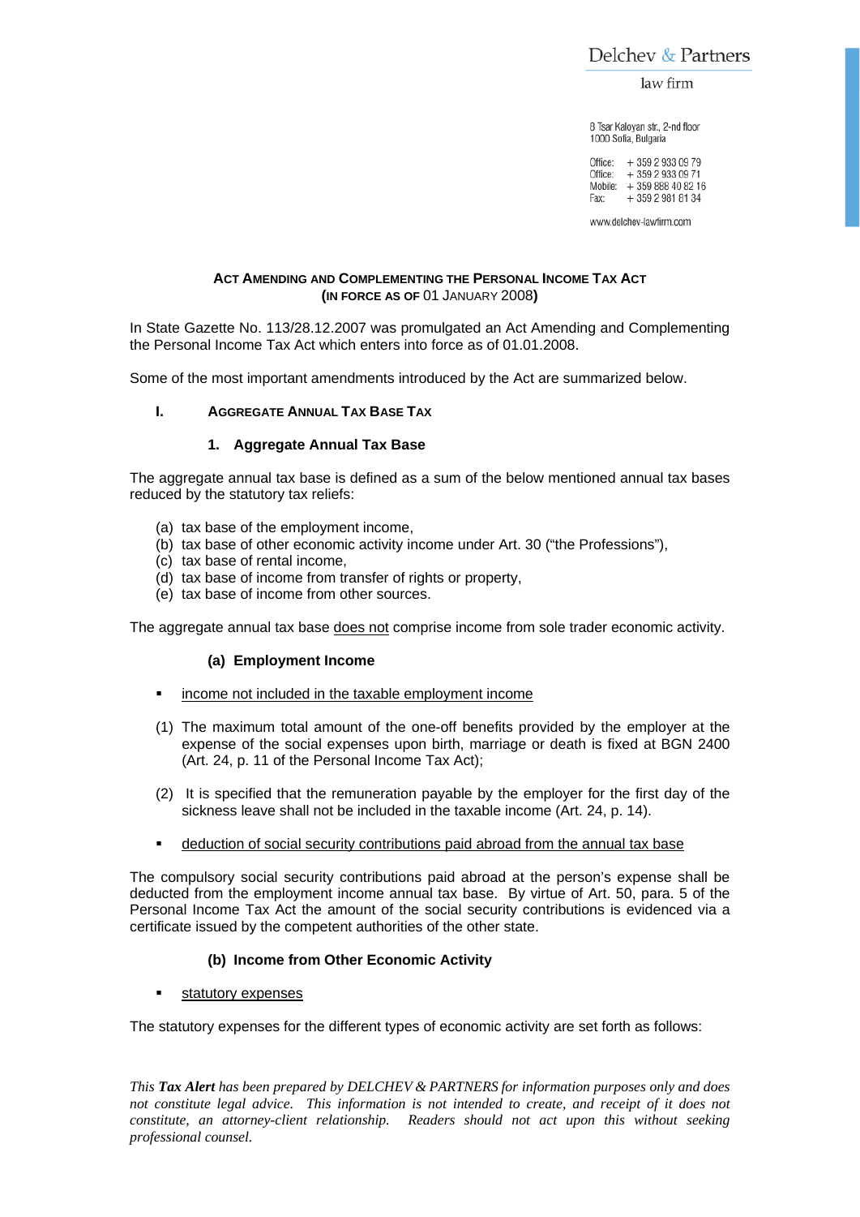Delchev & Partners

law firm

8 Tsar Kaloyan str., 2-nd floor
1000 Sofia, Bulgaria

Office: + 359 2 933 09 79
Office: + 359 2 933 09 71
Mobile: + 359 888 40 82 16
Fax: + 359 2 981 81 34

www.delchev-lawfirm.com

# ACT AMENDING AND COMPLEMENTING THE PERSONAL INCOME TAX ACT (IN FORCE AS OF 01 JANUARY 2008)

In State Gazette No. 113/28.12.2007 was promulgated an Act Amending and Complementing the Personal Income Tax Act which enters into force as of 01.01.2008.

Some of the most important amendments introduced by the Act are summarized below.

## I. AGGREGATE ANNUAL TAX BASE TAX

### 1. Aggregate Annual Tax Base

The aggregate annual tax base is defined as a sum of the below mentioned annual tax bases reduced by the statutory tax reliefs:

(a) tax base of the employment income,
(b) tax base of other economic activity income under Art. 30 ("the Professions"),
(c) tax base of rental income,
(d) tax base of income from transfer of rights or property,
(e) tax base of income from other sources.

The aggregate annual tax base does not comprise income from sole trader economic activity.

#### (a) Employment Income

- income not included in the taxable employment income

(1) The maximum total amount of the one-off benefits provided by the employer at the expense of the social expenses upon birth, marriage or death is fixed at BGN 2400 (Art. 24, p. 11 of the Personal Income Tax Act);

(2) It is specified that the remuneration payable by the employer for the first day of the sickness leave shall not be included in the taxable income (Art. 24, p. 14).

- deduction of social security contributions paid abroad from the annual tax base

The compulsory social security contributions paid abroad at the person's expense shall be deducted from the employment income annual tax base. By virtue of Art. 50, para. 5 of the Personal Income Tax Act the amount of the social security contributions is evidenced via a certificate issued by the competent authorities of the other state.

#### (b) Income from Other Economic Activity

- statutory expenses

The statutory expenses for the different types of economic activity are set forth as follows:

*This **Tax Alert** has been prepared by DELCHEV & PARTNERS for information purposes only and does not constitute legal advice. This information is not intended to create, and receipt of it does not constitute, an attorney-client relationship. Readers should not act upon this without seeking professional counsel.*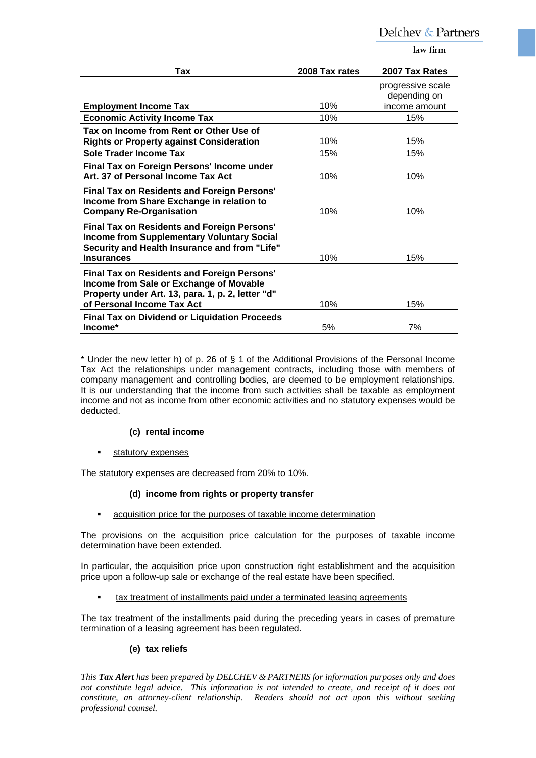| Tax | 2008 Tax rates | 2007 Tax Rates |
| --- | --- | --- |
| **Employment Income Tax** | 10% | progressive scale depending on income amount |
| **Economic Activity Income Tax** | 10% | 15% |
| **Tax on Income from Rent or Other Use of Rights or Property against Consideration** | 10% | 15% |
| **Sole Trader Income Tax** | 15% | 15% |
| **Final Tax on Foreign Persons' Income under Art. 37 of Personal Income Tax Act** | 10% | 10% |
| **Final Tax on Residents and Foreign Persons' Income from Share Exchange in relation to Company Re-Organisation** | 10% | 10% |
| **Final Tax on Residents and Foreign Persons' Income from Supplementary Voluntary Social Security and Health Insurance and from "Life" Insurances** | 10% | 15% |
| **Final Tax on Residents and Foreign Persons' Income from Sale or Exchange of Movable Property under Art. 13, para. 1, p. 2, letter "d" of Personal Income Tax Act** | 10% | 15% |
| **Final Tax on Dividend or Liquidation Proceeds Income*** | 5% | 7% |

* Under the new letter h) of p. 26 of § 1 of the Additional Provisions of the Personal Income Tax Act the relationships under management contracts, including those with members of company management and controlling bodies, are deemed to be employment relationships. It is our understanding that the income from such activities shall be taxable as employment income and not as income from other economic activities and no statutory expenses would be deducted.

#### (c) rental income

- statutory expenses

The statutory expenses are decreased from 20% to 10%.

#### (d) income from rights or property transfer

- acquisition price for the purposes of taxable income determination

The provisions on the acquisition price calculation for the purposes of taxable income determination have been extended.

In particular, the acquisition price upon construction right establishment and the acquisition price upon a follow-up sale or exchange of the real estate have been specified.

- tax treatment of installments paid under a terminated leasing agreements

The tax treatment of the installments paid during the preceding years in cases of premature termination of a leasing agreement has been regulated.

#### (e) tax reliefs

*This **Tax Alert** has been prepared by DELCHEV & PARTNERS for information purposes only and does not constitute legal advice. This information is not intended to create, and receipt of it does not constitute, an attorney-client relationship. Readers should not act upon this without seeking professional counsel.*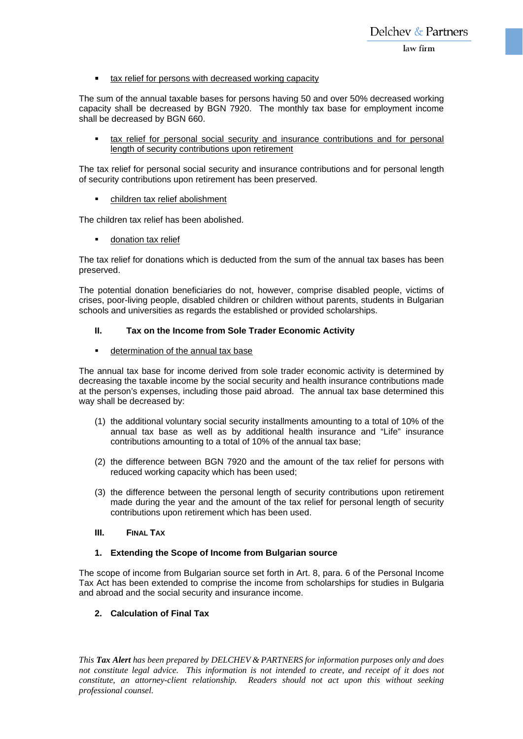- tax relief for persons with decreased working capacity

The sum of the annual taxable bases for persons having 50 and over 50% decreased working capacity shall be decreased by BGN 7920. The monthly tax base for employment income shall be decreased by BGN 660.

- tax relief for personal social security and insurance contributions and for personal length of security contributions upon retirement

The tax relief for personal social security and insurance contributions and for personal length of security contributions upon retirement has been preserved.

- children tax relief abolishment

The children tax relief has been abolished.

- donation tax relief

The tax relief for donations which is deducted from the sum of the annual tax bases has been preserved.

The potential donation beneficiaries do not, however, comprise disabled people, victims of crises, poor-living people, disabled children or children without parents, students in Bulgarian schools and universities as regards the established or provided scholarships.

## II. Tax on the Income from Sole Trader Economic Activity

- determination of the annual tax base

The annual tax base for income derived from sole trader economic activity is determined by decreasing the taxable income by the social security and health insurance contributions made at the person's expenses, including those paid abroad. The annual tax base determined this way shall be decreased by:

(1) the additional voluntary social security installments amounting to a total of 10% of the annual tax base as well as by additional health insurance and "Life" insurance contributions amounting to a total of 10% of the annual tax base;

(2) the difference between BGN 7920 and the amount of the tax relief for persons with reduced working capacity which has been used;

(3) the difference between the personal length of security contributions upon retirement made during the year and the amount of the tax relief for personal length of security contributions upon retirement which has been used.

## III. Final Tax

### 1. Extending the Scope of Income from Bulgarian source

The scope of income from Bulgarian source set forth in Art. 8, para. 6 of the Personal Income Tax Act has been extended to comprise the income from scholarships for studies in Bulgaria and abroad and the social security and insurance income.

### 2. Calculation of Final Tax

*This **Tax Alert** has been prepared by DELCHEV & PARTNERS for information purposes only and does not constitute legal advice. This information is not intended to create, and receipt of it does not constitute, an attorney-client relationship. Readers should not act upon this without seeking professional counsel.*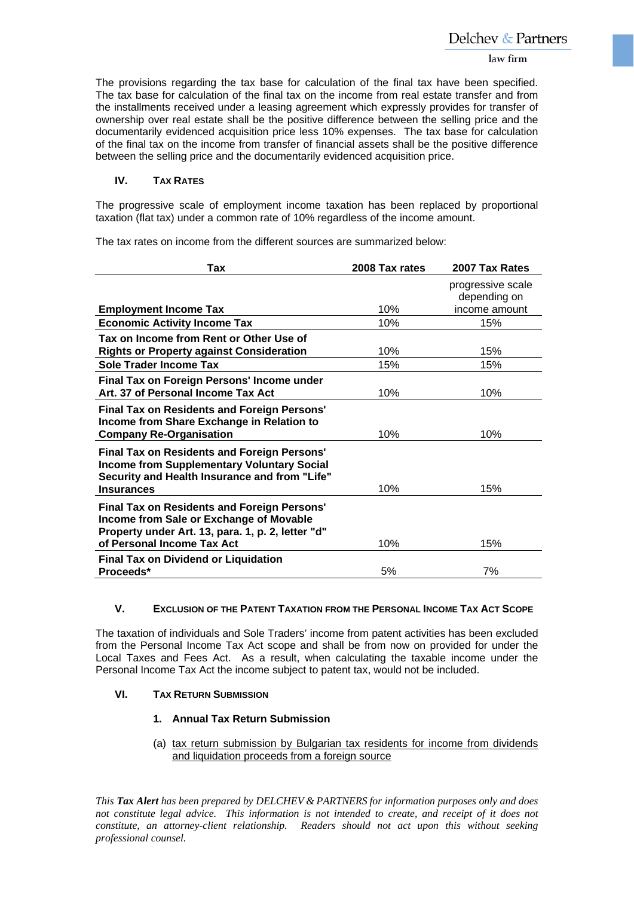The provisions regarding the tax base for calculation of the final tax have been specified. The tax base for calculation of the final tax on the income from real estate transfer and from the installments received under a leasing agreement which expressly provides for transfer of ownership over real estate shall be the positive difference between the selling price and the documentarily evidenced acquisition price less 10% expenses. The tax base for calculation of the final tax on the income from transfer of financial assets shall be the positive difference between the selling price and the documentarily evidenced acquisition price.

## IV. TAX RATES

The progressive scale of employment income taxation has been replaced by proportional taxation (flat tax) under a common rate of 10% regardless of the income amount.

The tax rates on income from the different sources are summarized below:

| Tax | 2008 Tax rates | 2007 Tax Rates |
|---|---|---|
| **Employment Income Tax** | 10% | progressive scale depending on income amount |
| **Economic Activity Income Tax** | 10% | 15% |
| **Tax on Income from Rent or Other Use of Rights or Property against Consideration** | 10% | 15% |
| **Sole Trader Income Tax** | 15% | 15% |
| **Final Tax on Foreign Persons' Income under Art. 37 of Personal Income Tax Act** | 10% | 10% |
| **Final Tax on Residents and Foreign Persons' Income from Share Exchange in Relation to Company Re-Organisation** | 10% | 10% |
| **Final Tax on Residents and Foreign Persons' Income from Supplementary Voluntary Social Security and Health Insurance and from "Life" Insurances** | 10% | 15% |
| **Final Tax on Residents and Foreign Persons' Income from Sale or Exchange of Movable Property under Art. 13, para. 1, p. 2, letter "d" of Personal Income Tax Act** | 10% | 15% |
| **Final Tax on Dividend or Liquidation Proceeds*** | 5% | 7% |

## V. EXCLUSION OF THE PATENT TAXATION FROM THE PERSONAL INCOME TAX ACT SCOPE

The taxation of individuals and Sole Traders' income from patent activities has been excluded from the Personal Income Tax Act scope and shall be from now on provided for under the Local Taxes and Fees Act. As a result, when calculating the taxable income under the Personal Income Tax Act the income subject to patent tax, would not be included.

## VI. TAX RETURN SUBMISSION

### 1. Annual Tax Return Submission

(a) tax return submission by Bulgarian tax residents for income from dividends and liquidation proceeds from a foreign source

*This* ***Tax Alert*** *has been prepared by DELCHEV & PARTNERS for information purposes only and does not constitute legal advice. This information is not intended to create, and receipt of it does not constitute, an attorney-client relationship. Readers should not act upon this without seeking professional counsel.*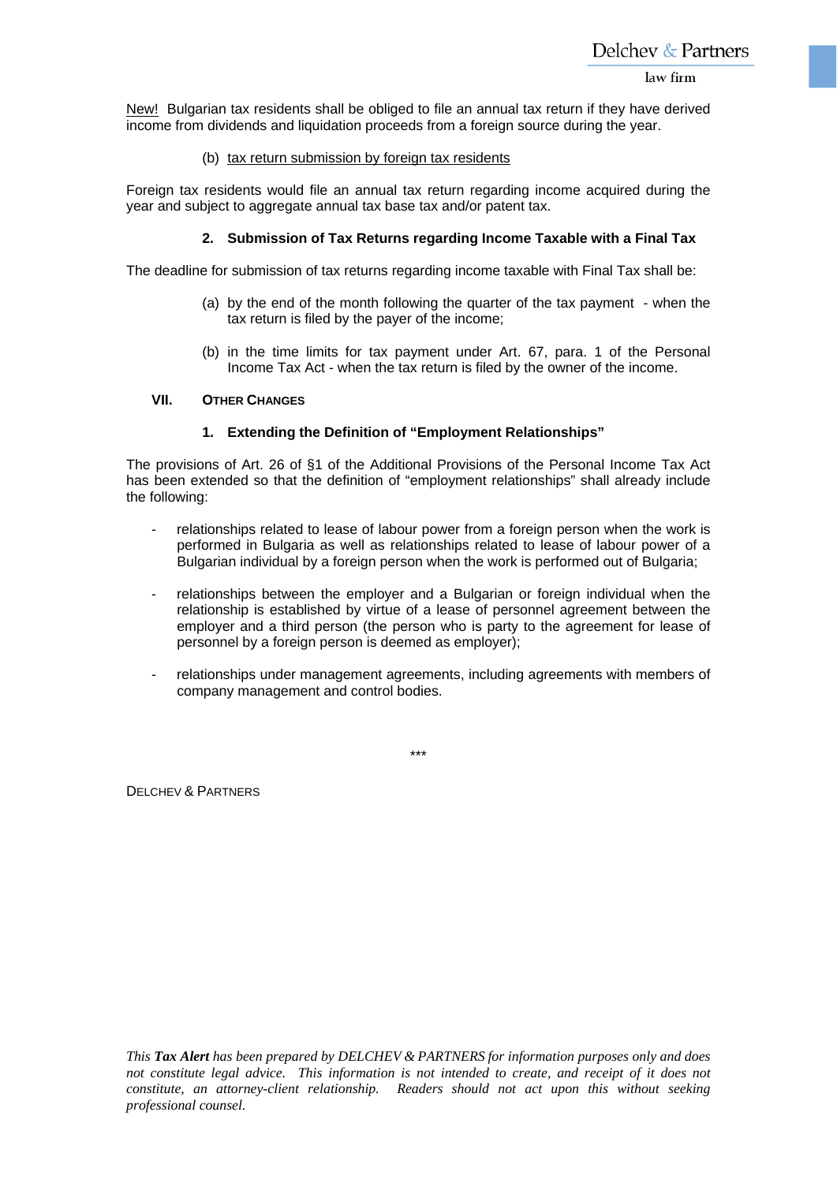New! Bulgarian tax residents shall be obliged to file an annual tax return if they have derived income from dividends and liquidation proceeds from a foreign source during the year.

(b) tax return submission by foreign tax residents

Foreign tax residents would file an annual tax return regarding income acquired during the year and subject to aggregate annual tax base tax and/or patent tax.

#### 2. Submission of Tax Returns regarding Income Taxable with a Final Tax

The deadline for submission of tax returns regarding income taxable with Final Tax shall be:

(a) by the end of the month following the quarter of the tax payment - when the tax return is filed by the payer of the income;

(b) in the time limits for tax payment under Art. 67, para. 1 of the Personal Income Tax Act - when the tax return is filed by the owner of the income.

### VII. OTHER CHANGES

#### 1. Extending the Definition of "Employment Relationships"

The provisions of Art. 26 of §1 of the Additional Provisions of the Personal Income Tax Act has been extended so that the definition of "employment relationships" shall already include the following:

- relationships related to lease of labour power from a foreign person when the work is performed in Bulgaria as well as relationships related to lease of labour power of a Bulgarian individual by a foreign person when the work is performed out of Bulgaria;
- relationships between the employer and a Bulgarian or foreign individual when the relationship is established by virtue of a lease of personnel agreement between the employer and a third person (the person who is party to the agreement for lease of personnel by a foreign person is deemed as employer);
- relationships under management agreements, including agreements with members of company management and control bodies.

***

DELCHEV & PARTNERS

*This **Tax Alert** has been prepared by DELCHEV & PARTNERS for information purposes only and does not constitute legal advice. This information is not intended to create, and receipt of it does not constitute, an attorney-client relationship. Readers should not act upon this without seeking professional counsel.*